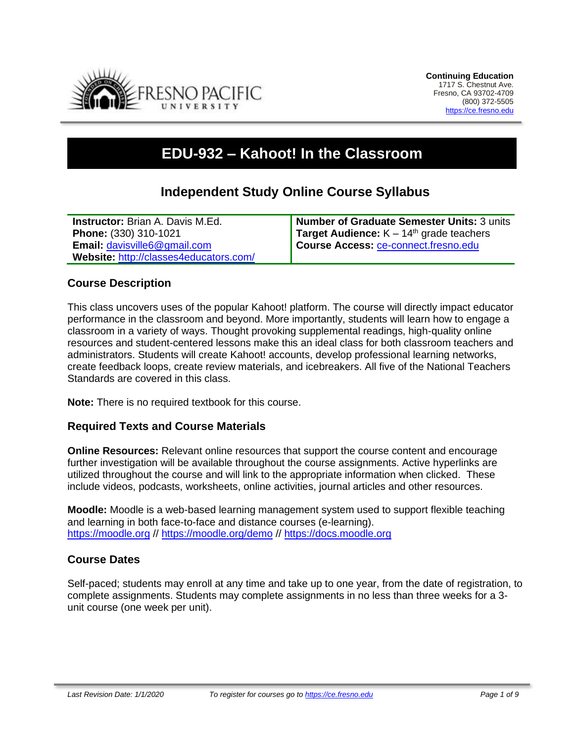**Continuing Education**
1717 S. Chestnut Ave.
Fresno, CA 93702-4709
(800) 372-5505
https://ce.fresno.edu

# EDU-932 – Kahoot! In the Classroom

## Independent Study Online Course Syllabus

| | |
|---|---|
| **Instructor:** Brian A. Davis M.Ed.<br>**Phone:** (330) 310-1021<br>**Email:** davisville6@gmail.com<br>**Website:** http://classes4educators.com/ | **Number of Graduate Semester Units:** 3 units<br>**Target Audience:** K – 14th grade teachers<br>**Course Access:** ce-connect.fresno.edu |

### Course Description

This class uncovers uses of the popular Kahoot! platform. The course will directly impact educator performance in the classroom and beyond. More importantly, students will learn how to engage a classroom in a variety of ways. Thought provoking supplemental readings, high-quality online resources and student-centered lessons make this an ideal class for both classroom teachers and administrators. Students will create Kahoot! accounts, develop professional learning networks, create feedback loops, create review materials, and icebreakers. All five of the National Teachers Standards are covered in this class.

**Note:** There is no required textbook for this course.

### Required Texts and Course Materials

**Online Resources:** Relevant online resources that support the course content and encourage further investigation will be available throughout the course assignments. Active hyperlinks are utilized throughout the course and will link to the appropriate information when clicked. These include videos, podcasts, worksheets, online activities, journal articles and other resources.

**Moodle:** Moodle is a web-based learning management system used to support flexible teaching and learning in both face-to-face and distance courses (e-learning).
https://moodle.org // https://moodle.org/demo // https://docs.moodle.org

### Course Dates

Self-paced; students may enroll at any time and take up to one year, from the date of registration, to complete assignments. Students may complete assignments in no less than three weeks for a 3-unit course (one week per unit).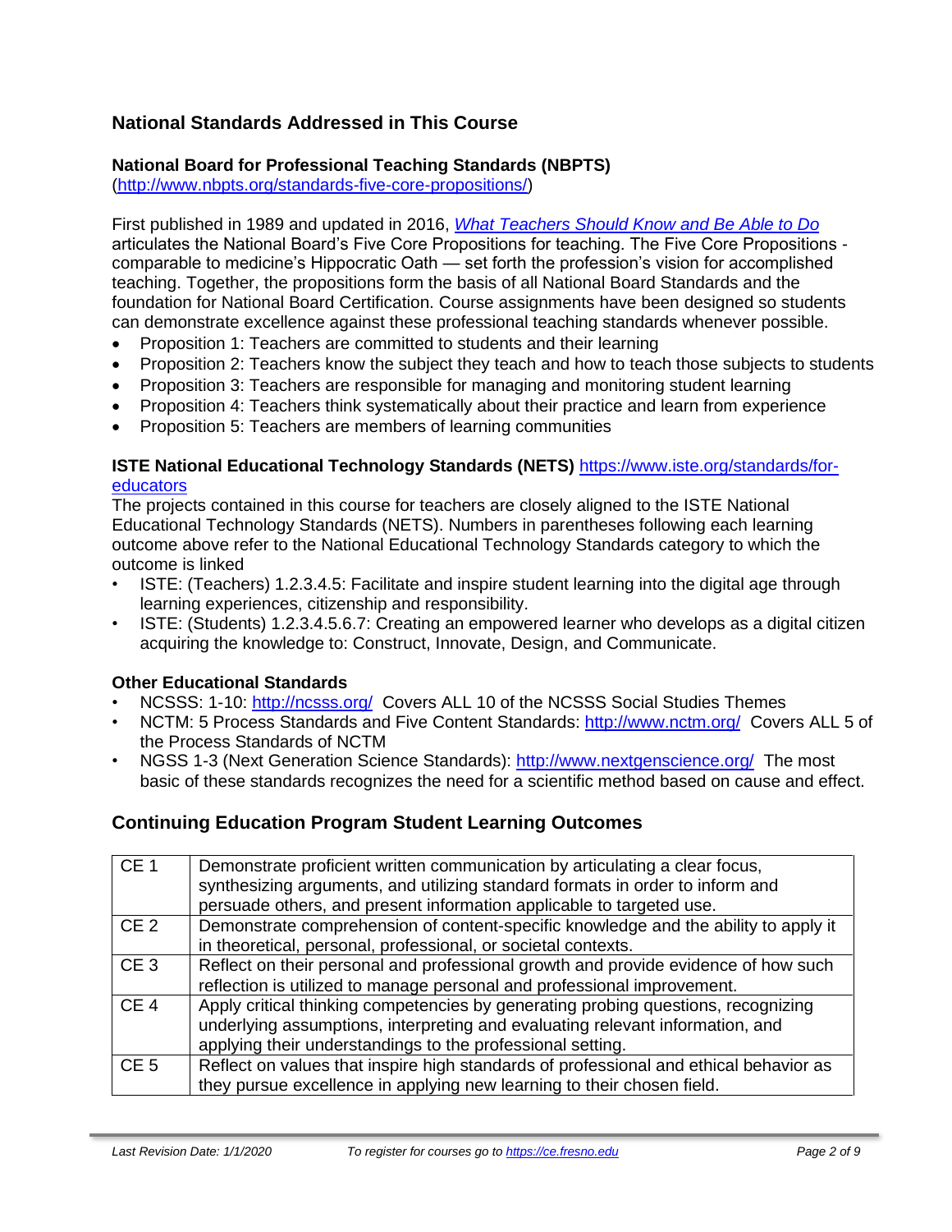## National Standards Addressed in This Course

### National Board for Professional Teaching Standards (NBPTS)

(http://www.nbpts.org/standards-five-core-propositions/)

First published in 1989 and updated in 2016, *What Teachers Should Know and Be Able to Do* articulates the National Board's Five Core Propositions for teaching. The Five Core Propositions - comparable to medicine's Hippocratic Oath — set forth the profession's vision for accomplished teaching. Together, the propositions form the basis of all National Board Standards and the foundation for National Board Certification. Course assignments have been designed so students can demonstrate excellence against these professional teaching standards whenever possible.

- Proposition 1: Teachers are committed to students and their learning
- Proposition 2: Teachers know the subject they teach and how to teach those subjects to students
- Proposition 3: Teachers are responsible for managing and monitoring student learning
- Proposition 4: Teachers think systematically about their practice and learn from experience
- Proposition 5: Teachers are members of learning communities

### ISTE National Educational Technology Standards (NETS) https://www.iste.org/standards/for-educators

The projects contained in this course for teachers are closely aligned to the ISTE National Educational Technology Standards (NETS). Numbers in parentheses following each learning outcome above refer to the National Educational Technology Standards category to which the outcome is linked

- ISTE: (Teachers) 1.2.3.4.5: Facilitate and inspire student learning into the digital age through learning experiences, citizenship and responsibility.
- ISTE: (Students) 1.2.3.4.5.6.7: Creating an empowered learner who develops as a digital citizen acquiring the knowledge to: Construct, Innovate, Design, and Communicate.

### Other Educational Standards

- NCSSS: 1-10: http://ncsss.org/ Covers ALL 10 of the NCSSS Social Studies Themes
- NCTM: 5 Process Standards and Five Content Standards: http://www.nctm.org/ Covers ALL 5 of the Process Standards of NCTM
- NGSS 1-3 (Next Generation Science Standards): http://www.nextgenscience.org/ The most basic of these standards recognizes the need for a scientific method based on cause and effect.

## Continuing Education Program Student Learning Outcomes

| | |
|---|---|
| CE 1 | Demonstrate proficient written communication by articulating a clear focus, synthesizing arguments, and utilizing standard formats in order to inform and persuade others, and present information applicable to targeted use. |
| CE 2 | Demonstrate comprehension of content-specific knowledge and the ability to apply it in theoretical, personal, professional, or societal contexts. |
| CE 3 | Reflect on their personal and professional growth and provide evidence of how such reflection is utilized to manage personal and professional improvement. |
| CE 4 | Apply critical thinking competencies by generating probing questions, recognizing underlying assumptions, interpreting and evaluating relevant information, and applying their understandings to the professional setting. |
| CE 5 | Reflect on values that inspire high standards of professional and ethical behavior as they pursue excellence in applying new learning to their chosen field. |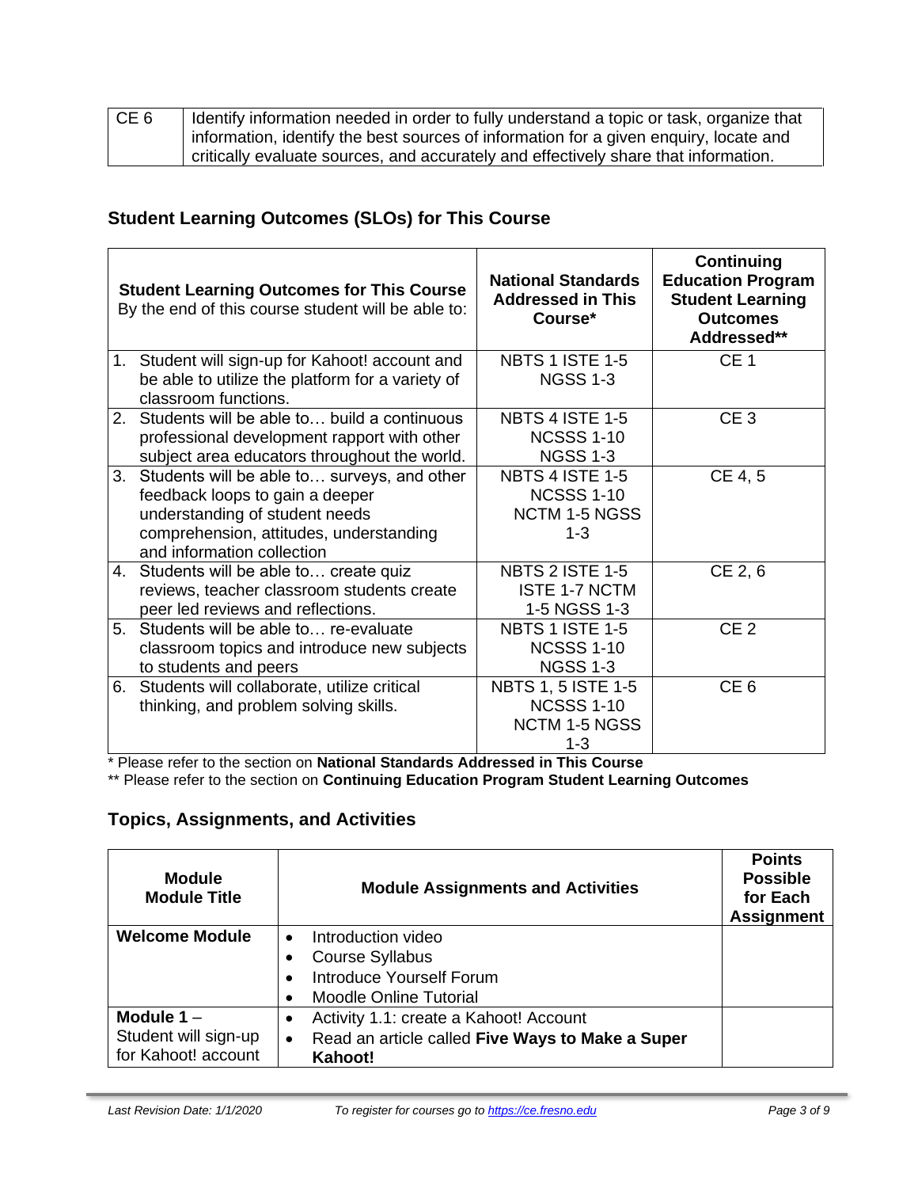| CE 6 | Identify information needed in order to fully understand a topic or task, organize that information, identify the best sources of information for a given enquiry, locate and critically evaluate sources, and accurately and effectively share that information. |
|---|---|

## Student Learning Outcomes (SLOs) for This Course

| **Student Learning Outcomes for This Course** By the end of this course student will be able to: | **National Standards Addressed in This Course*** | **Continuing Education Program Student Learning Outcomes Addressed**** |
|---|---|---|
| 1. Student will sign-up for Kahoot! account and be able to utilize the platform for a variety of classroom functions. | NBTS 1 ISTE 1-5 NGSS 1-3 | CE 1 |
| 2. Students will be able to… build a continuous professional development rapport with other subject area educators throughout the world. | NBTS 4 ISTE 1-5 NCSSS 1-10 NGSS 1-3 | CE 3 |
| 3. Students will be able to… surveys, and other feedback loops to gain a deeper understanding of student needs comprehension, attitudes, understanding and information collection | NBTS 4 ISTE 1-5 NCSSS 1-10 NCTM 1-5 NGSS 1-3 | CE 4, 5 |
| 4. Students will be able to… create quiz reviews, teacher classroom students create peer led reviews and reflections. | NBTS 2 ISTE 1-5 ISTE 1-7 NCTM 1-5 NGSS 1-3 | CE 2, 6 |
| 5. Students will be able to… re-evaluate classroom topics and introduce new subjects to students and peers | NBTS 1 ISTE 1-5 NCSSS 1-10 NGSS 1-3 | CE 2 |
| 6. Students will collaborate, utilize critical thinking, and problem solving skills. | NBTS 1, 5 ISTE 1-5 NCSSS 1-10 NCTM 1-5 NGSS 1-3 | CE 6 |

* Please refer to the section on **National Standards Addressed in This Course**

** Please refer to the section on **Continuing Education Program Student Learning Outcomes**

## Topics, Assignments, and Activities

| **Module Module Title** | **Module Assignments and Activities** | **Points Possible for Each Assignment** |
|---|---|---|
| **Welcome Module** | • Introduction video<br>• Course Syllabus<br>• Introduce Yourself Forum<br>• Moodle Online Tutorial | |
| **Module 1** – Student will sign-up for Kahoot! account | • Activity 1.1: create a Kahoot! Account<br>• Read an article called **Five Ways to Make a Super Kahoot!** | |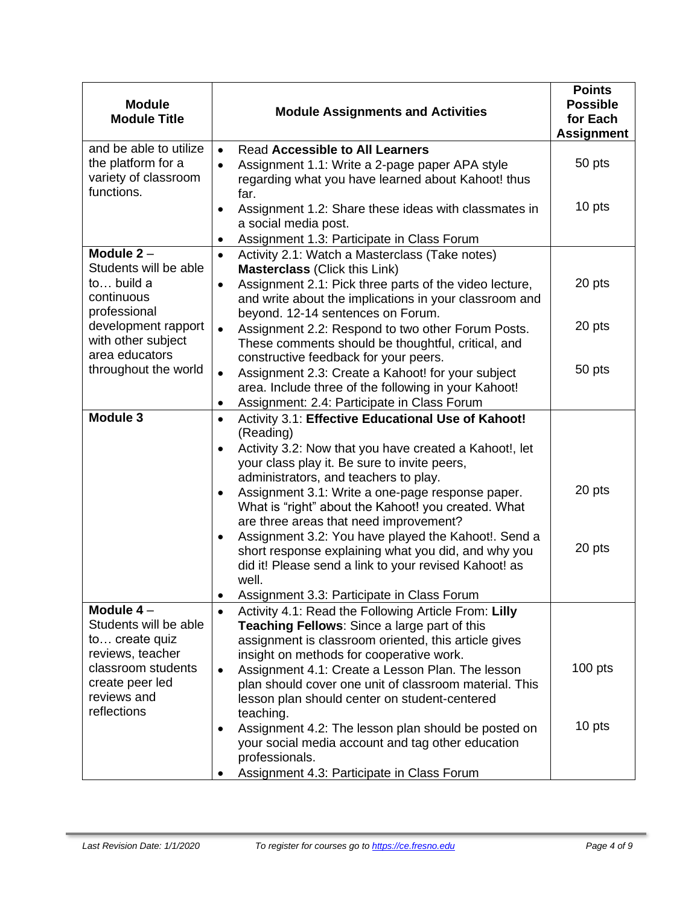| Module<br>Module Title | Module Assignments and Activities | Points Possible for Each Assignment |
|---|---|---|
| and be able to utilize the platform for a variety of classroom functions. | • Read **Accessible to All Learners**<br>• Assignment 1.1: Write a 2-page paper APA style regarding what you have learned about Kahoot! thus far.<br>• Assignment 1.2: Share these ideas with classmates in a social media post.<br>• Assignment 1.3: Participate in Class Forum | 50 pts<br><br>10 pts |
| **Module 2** – Students will be able to… build a continuous professional development rapport with other subject area educators throughout the world | • Activity 2.1: Watch a Masterclass (Take notes) **Masterclass** (Click this Link)<br>• Assignment 2.1: Pick three parts of the video lecture, and write about the implications in your classroom and beyond. 12-14 sentences on Forum.<br>• Assignment 2.2: Respond to two other Forum Posts. These comments should be thoughtful, critical, and constructive feedback for your peers.<br>• Assignment 2.3: Create a Kahoot! for your subject area. Include three of the following in your Kahoot!<br>• Assignment: 2.4: Participate in Class Forum | 20 pts<br><br>20 pts<br><br>50 pts |
| **Module 3** | • Activity 3.1: **Effective Educational Use of Kahoot!** (Reading)<br>• Activity 3.2: Now that you have created a Kahoot!, let your class play it. Be sure to invite peers, administrators, and teachers to play.<br>• Assignment 3.1: Write a one-page response paper. What is "right" about the Kahoot! you created. What are three areas that need improvement?<br>• Assignment 3.2: You have played the Kahoot!. Send a short response explaining what you did, and why you did it! Please send a link to your revised Kahoot! as well.<br>• Assignment 3.3: Participate in Class Forum | 20 pts<br><br>20 pts |
| **Module 4** – Students will be able to… create quiz reviews, teacher classroom students create peer led reviews and reflections | • Activity 4.1: Read the Following Article From: **Lilly Teaching Fellows**: Since a large part of this assignment is classroom oriented, this article gives insight on methods for cooperative work.<br>• Assignment 4.1: Create a Lesson Plan. The lesson plan should cover one unit of classroom material. This lesson plan should center on student-centered teaching.<br>• Assignment 4.2: The lesson plan should be posted on your social media account and tag other education professionals.<br>• Assignment 4.3: Participate in Class Forum | 100 pts<br><br>10 pts |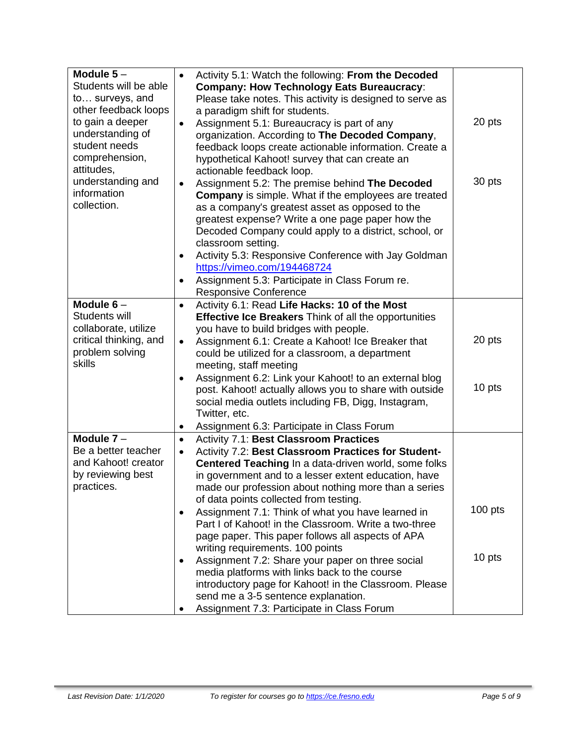| | | |
|---|---|---|
| **Module 5** – Students will be able to… surveys, and other feedback loops to gain a deeper understanding of student needs comprehension, attitudes, understanding and information collection. | <ul><li>Activity 5.1: Watch the following: **From the Decoded Company: How Technology Eats Bureaucracy**: Please take notes. This activity is designed to serve as a paradigm shift for students.</li><li>Assignment 5.1: Bureaucracy is part of any organization. According to **The Decoded Company**, feedback loops create actionable information. Create a hypothetical Kahoot! survey that can create an actionable feedback loop.</li><li>Assignment 5.2: The premise behind **The Decoded Company** is simple. What if the employees are treated as a company's greatest asset as opposed to the greatest expense? Write a one page paper how the Decoded Company could apply to a district, school, or classroom setting.</li><li>Activity 5.3: Responsive Conference with Jay Goldman https://vimeo.com/194468724</li><li>Assignment 5.3: Participate in Class Forum re. Responsive Conference</li></ul> | 20 pts<br><br>30 pts |
| **Module 6** – Students will collaborate, utilize critical thinking, and problem solving skills | <ul><li>Activity 6.1: Read **Life Hacks: 10 of the Most Effective Ice Breakers** Think of all the opportunities you have to build bridges with people.</li><li>Assignment 6.1: Create a Kahoot! Ice Breaker that could be utilized for a classroom, a department meeting, staff meeting</li><li>Assignment 6.2: Link your Kahoot! to an external blog post. Kahoot! actually allows you to share with outside social media outlets including FB, Digg, Instagram, Twitter, etc.</li><li>Assignment 6.3: Participate in Class Forum</li></ul> | 20 pts<br><br>10 pts |
| **Module 7** – Be a better teacher and Kahoot! creator by reviewing best practices. | <ul><li>Activity 7.1: **Best Classroom Practices**</li><li>Activity 7.2: **Best Classroom Practices for Student-Centered Teaching** In a data-driven world, some folks in government and to a lesser extent education, have made our profession about nothing more than a series of data points collected from testing.</li><li>Assignment 7.1: Think of what you have learned in Part I of Kahoot! in the Classroom. Write a two-three page paper. This paper follows all aspects of APA writing requirements. 100 points</li><li>Assignment 7.2: Share your paper on three social media platforms with links back to the course introductory page for Kahoot! in the Classroom. Please send me a 3-5 sentence explanation.</li><li>Assignment 7.3: Participate in Class Forum</li></ul> | 100 pts<br><br>10 pts |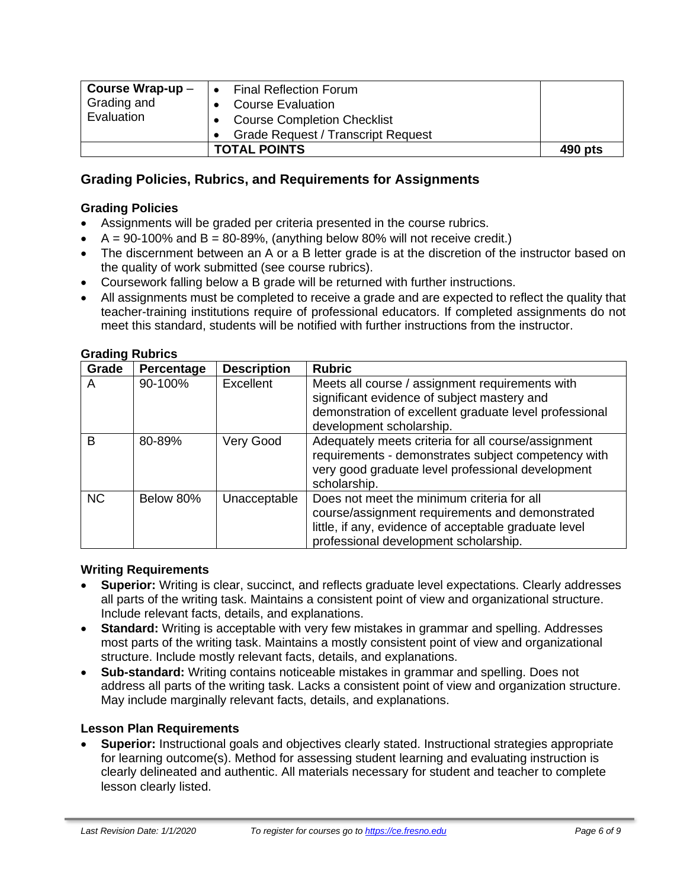| **Course Wrap-up** – Grading and Evaluation | • Final Reflection Forum<br>• Course Evaluation<br>• Course Completion Checklist<br>• Grade Request / Transcript Request | |
|---|---|---|
| | **TOTAL POINTS** | **490 pts** |

## Grading Policies, Rubrics, and Requirements for Assignments

### Grading Policies

- Assignments will be graded per criteria presented in the course rubrics.
- A = 90-100% and B = 80-89%, (anything below 80% will not receive credit.)
- The discernment between an A or a B letter grade is at the discretion of the instructor based on the quality of work submitted (see course rubrics).
- Coursework falling below a B grade will be returned with further instructions.
- All assignments must be completed to receive a grade and are expected to reflect the quality that teacher-training institutions require of professional educators. If completed assignments do not meet this standard, students will be notified with further instructions from the instructor.

### Grading Rubrics

| Grade | Percentage | Description | Rubric |
|---|---|---|---|
| A | 90-100% | Excellent | Meets all course / assignment requirements with significant evidence of subject mastery and demonstration of excellent graduate level professional development scholarship. |
| B | 80-89% | Very Good | Adequately meets criteria for all course/assignment requirements - demonstrates subject competency with very good graduate level professional development scholarship. |
| NC | Below 80% | Unacceptable | Does not meet the minimum criteria for all course/assignment requirements and demonstrated little, if any, evidence of acceptable graduate level professional development scholarship. |

### Writing Requirements

- **Superior:** Writing is clear, succinct, and reflects graduate level expectations. Clearly addresses all parts of the writing task. Maintains a consistent point of view and organizational structure. Include relevant facts, details, and explanations.
- **Standard:** Writing is acceptable with very few mistakes in grammar and spelling. Addresses most parts of the writing task. Maintains a mostly consistent point of view and organizational structure. Include mostly relevant facts, details, and explanations.
- **Sub-standard:** Writing contains noticeable mistakes in grammar and spelling. Does not address all parts of the writing task. Lacks a consistent point of view and organization structure. May include marginally relevant facts, details, and explanations.

### Lesson Plan Requirements

- **Superior:** Instructional goals and objectives clearly stated. Instructional strategies appropriate for learning outcome(s). Method for assessing student learning and evaluating instruction is clearly delineated and authentic. All materials necessary for student and teacher to complete lesson clearly listed.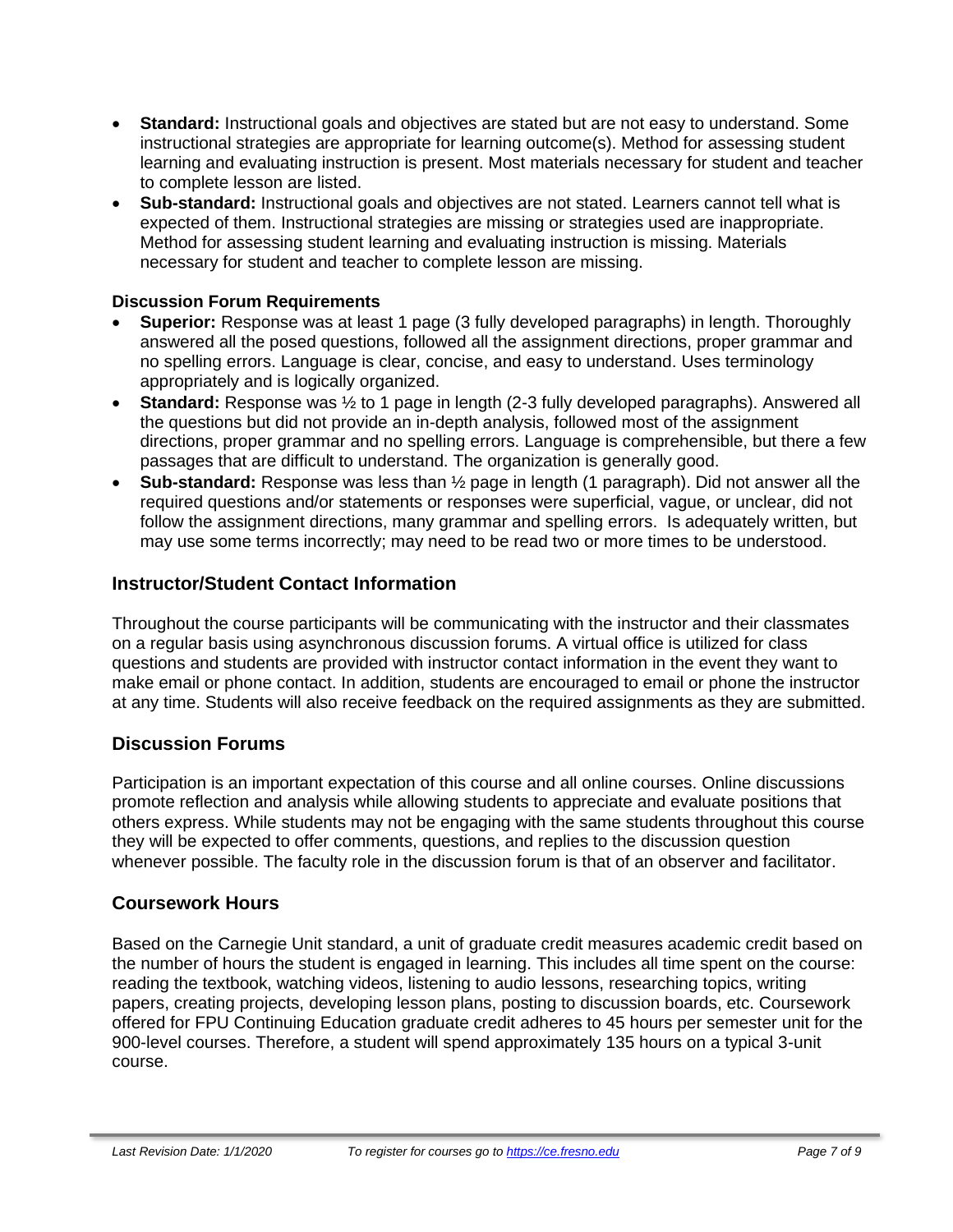- **Standard:** Instructional goals and objectives are stated but are not easy to understand. Some instructional strategies are appropriate for learning outcome(s). Method for assessing student learning and evaluating instruction is present. Most materials necessary for student and teacher to complete lesson are listed.
- **Sub-standard:** Instructional goals and objectives are not stated. Learners cannot tell what is expected of them. Instructional strategies are missing or strategies used are inappropriate. Method for assessing student learning and evaluating instruction is missing. Materials necessary for student and teacher to complete lesson are missing.

#### Discussion Forum Requirements

- **Superior:** Response was at least 1 page (3 fully developed paragraphs) in length. Thoroughly answered all the posed questions, followed all the assignment directions, proper grammar and no spelling errors. Language is clear, concise, and easy to understand. Uses terminology appropriately and is logically organized.
- **Standard:** Response was ½ to 1 page in length (2-3 fully developed paragraphs). Answered all the questions but did not provide an in-depth analysis, followed most of the assignment directions, proper grammar and no spelling errors. Language is comprehensible, but there a few passages that are difficult to understand. The organization is generally good.
- **Sub-standard:** Response was less than ½ page in length (1 paragraph). Did not answer all the required questions and/or statements or responses were superficial, vague, or unclear, did not follow the assignment directions, many grammar and spelling errors. Is adequately written, but may use some terms incorrectly; may need to be read two or more times to be understood.

## Instructor/Student Contact Information

Throughout the course participants will be communicating with the instructor and their classmates on a regular basis using asynchronous discussion forums. A virtual office is utilized for class questions and students are provided with instructor contact information in the event they want to make email or phone contact. In addition, students are encouraged to email or phone the instructor at any time. Students will also receive feedback on the required assignments as they are submitted.

## Discussion Forums

Participation is an important expectation of this course and all online courses. Online discussions promote reflection and analysis while allowing students to appreciate and evaluate positions that others express. While students may not be engaging with the same students throughout this course they will be expected to offer comments, questions, and replies to the discussion question whenever possible. The faculty role in the discussion forum is that of an observer and facilitator.

## Coursework Hours

Based on the Carnegie Unit standard, a unit of graduate credit measures academic credit based on the number of hours the student is engaged in learning. This includes all time spent on the course: reading the textbook, watching videos, listening to audio lessons, researching topics, writing papers, creating projects, developing lesson plans, posting to discussion boards, etc. Coursework offered for FPU Continuing Education graduate credit adheres to 45 hours per semester unit for the 900-level courses. Therefore, a student will spend approximately 135 hours on a typical 3-unit course.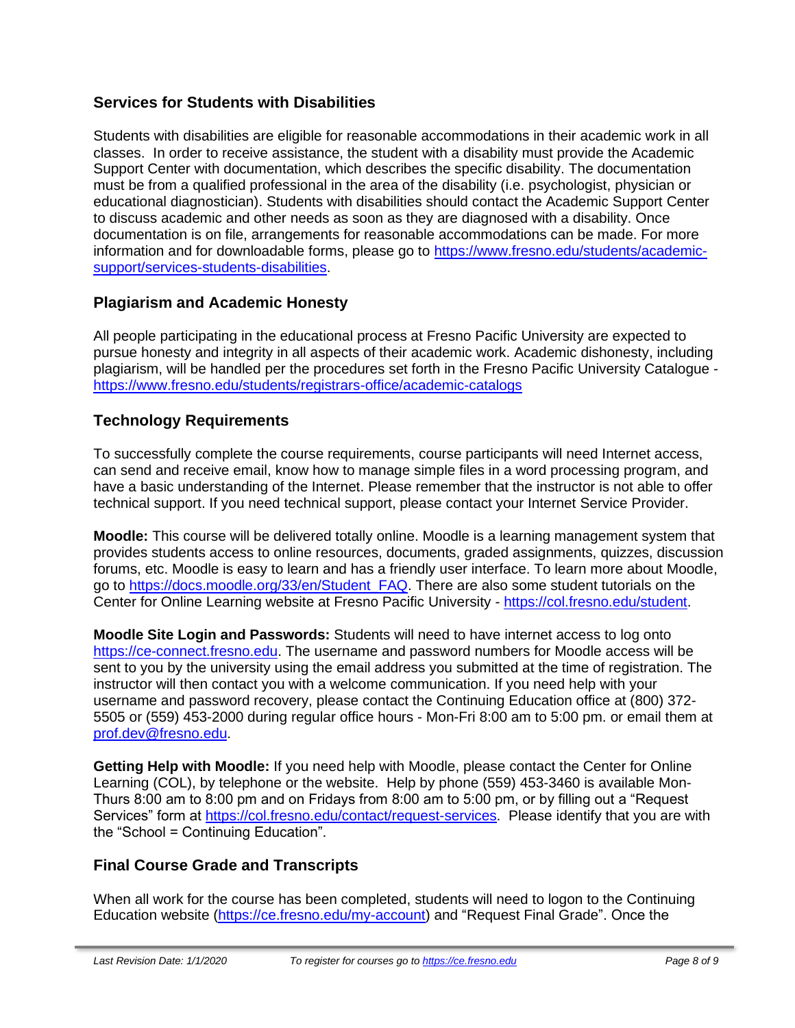## Services for Students with Disabilities

Students with disabilities are eligible for reasonable accommodations in their academic work in all classes. In order to receive assistance, the student with a disability must provide the Academic Support Center with documentation, which describes the specific disability. The documentation must be from a qualified professional in the area of the disability (i.e. psychologist, physician or educational diagnostician). Students with disabilities should contact the Academic Support Center to discuss academic and other needs as soon as they are diagnosed with a disability. Once documentation is on file, arrangements for reasonable accommodations can be made. For more information and for downloadable forms, please go to [https://www.fresno.edu/students/academic-support/services-students-disabilities](https://www.fresno.edu/students/academic-support/services-students-disabilities).

## Plagiarism and Academic Honesty

All people participating in the educational process at Fresno Pacific University are expected to pursue honesty and integrity in all aspects of their academic work. Academic dishonesty, including plagiarism, will be handled per the procedures set forth in the Fresno Pacific University Catalogue - [https://www.fresno.edu/students/registrars-office/academic-catalogs](https://www.fresno.edu/students/registrars-office/academic-catalogs)

## Technology Requirements

To successfully complete the course requirements, course participants will need Internet access, can send and receive email, know how to manage simple files in a word processing program, and have a basic understanding of the Internet. Please remember that the instructor is not able to offer technical support. If you need technical support, please contact your Internet Service Provider.

**Moodle:** This course will be delivered totally online. Moodle is a learning management system that provides students access to online resources, documents, graded assignments, quizzes, discussion forums, etc. Moodle is easy to learn and has a friendly user interface. To learn more about Moodle, go to [https://docs.moodle.org/33/en/Student_FAQ](https://docs.moodle.org/33/en/Student_FAQ). There are also some student tutorials on the Center for Online Learning website at Fresno Pacific University - [https://col.fresno.edu/student](https://col.fresno.edu/student).

**Moodle Site Login and Passwords:** Students will need to have internet access to log onto [https://ce-connect.fresno.edu](https://ce-connect.fresno.edu). The username and password numbers for Moodle access will be sent to you by the university using the email address you submitted at the time of registration. The instructor will then contact you with a welcome communication. If you need help with your username and password recovery, please contact the Continuing Education office at (800) 372-5505 or (559) 453-2000 during regular office hours - Mon-Fri 8:00 am to 5:00 pm. or email them at [prof.dev@fresno.edu](mailto:prof.dev@fresno.edu).

**Getting Help with Moodle:** If you need help with Moodle, please contact the Center for Online Learning (COL), by telephone or the website. Help by phone (559) 453-3460 is available Mon-Thurs 8:00 am to 8:00 pm and on Fridays from 8:00 am to 5:00 pm, or by filling out a "Request Services" form at [https://col.fresno.edu/contact/request-services](https://col.fresno.edu/contact/request-services). Please identify that you are with the "School = Continuing Education".

## Final Course Grade and Transcripts

When all work for the course has been completed, students will need to logon to the Continuing Education website ([https://ce.fresno.edu/my-account](https://ce.fresno.edu/my-account)) and "Request Final Grade". Once the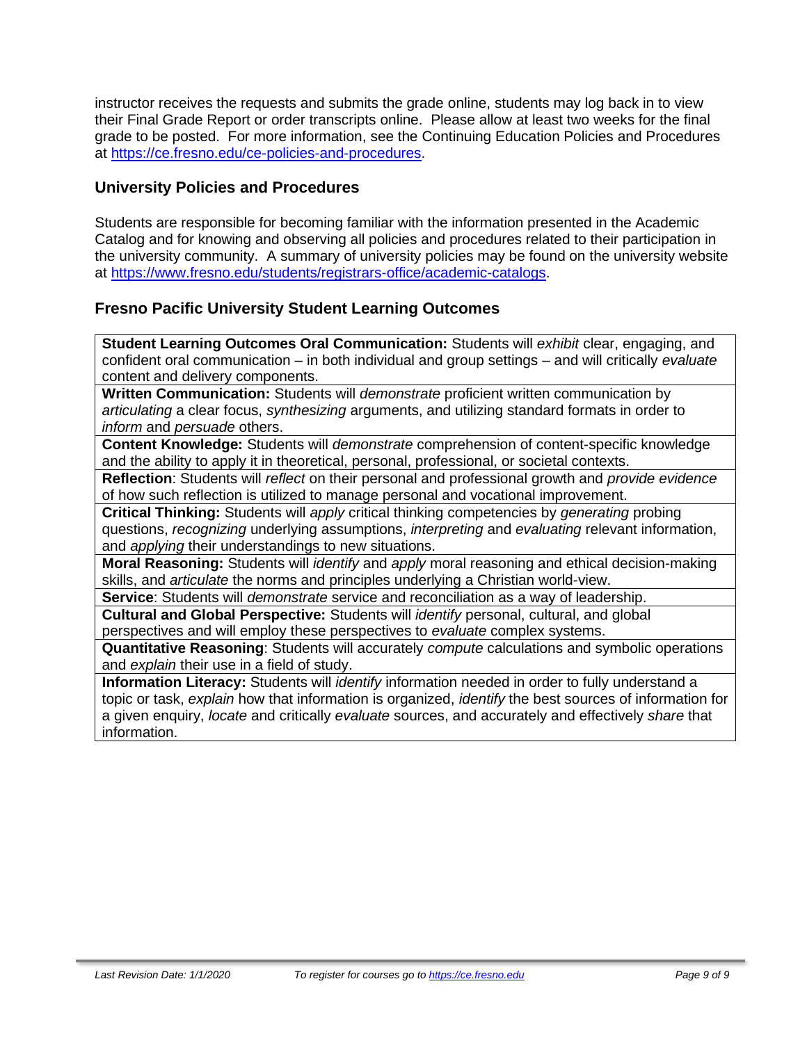instructor receives the requests and submits the grade online, students may log back in to view their Final Grade Report or order transcripts online. Please allow at least two weeks for the final grade to be posted. For more information, see the Continuing Education Policies and Procedures at https://ce.fresno.edu/ce-policies-and-procedures.

### University Policies and Procedures

Students are responsible for becoming familiar with the information presented in the Academic Catalog and for knowing and observing all policies and procedures related to their participation in the university community. A summary of university policies may be found on the university website at https://www.fresno.edu/students/registrars-office/academic-catalogs.

### Fresno Pacific University Student Learning Outcomes

| |
|---|
| **Student Learning Outcomes Oral Communication:** Students will *exhibit* clear, engaging, and confident oral communication – in both individual and group settings – and will critically *evaluate* content and delivery components. |
| **Written Communication:** Students will *demonstrate* proficient written communication by *articulating* a clear focus, *synthesizing* arguments, and utilizing standard formats in order to *inform* and *persuade* others. |
| **Content Knowledge:** Students will *demonstrate* comprehension of content-specific knowledge and the ability to apply it in theoretical, personal, professional, or societal contexts. |
| **Reflection**: Students will *reflect* on their personal and professional growth and *provide evidence* of how such reflection is utilized to manage personal and vocational improvement. |
| **Critical Thinking:** Students will *apply* critical thinking competencies by *generating* probing questions, *recognizing* underlying assumptions, *interpreting* and *evaluating* relevant information, and *applying* their understandings to new situations. |
| **Moral Reasoning:** Students will *identify* and *apply* moral reasoning and ethical decision-making skills, and *articulate* the norms and principles underlying a Christian world-view. |
| **Service**: Students will *demonstrate* service and reconciliation as a way of leadership. |
| **Cultural and Global Perspective:** Students will *identify* personal, cultural, and global perspectives and will employ these perspectives to *evaluate* complex systems. |
| **Quantitative Reasoning**: Students will accurately *compute* calculations and symbolic operations and *explain* their use in a field of study. |
| **Information Literacy:** Students will *identify* information needed in order to fully understand a topic or task, *explain* how that information is organized, *identify* the best sources of information for a given enquiry, *locate* and critically *evaluate* sources, and accurately and effectively *share* that information. |